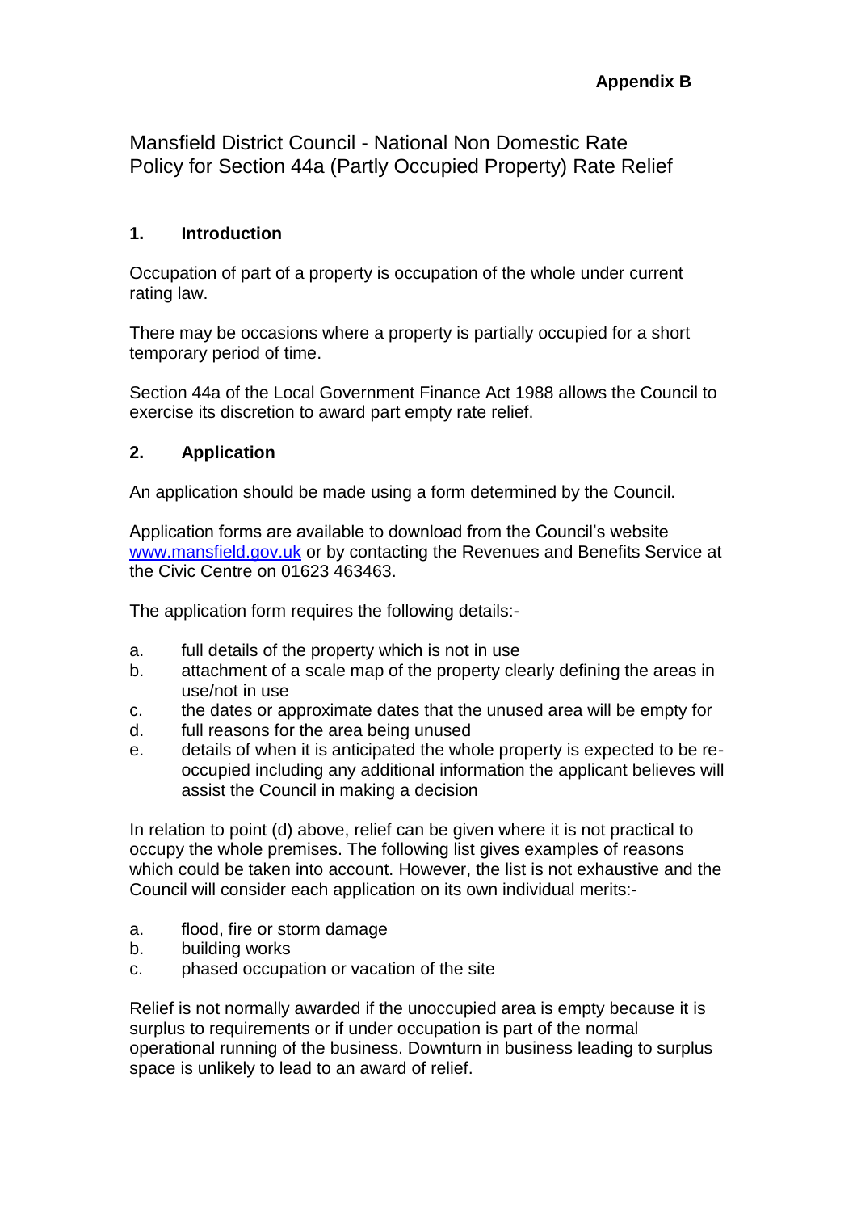**Appendix B**

# Mansfield District Council - National Non Domestic Rate Policy for Section 44a (Partly Occupied Property) Rate Relief

## 1. Introduction

Occupation of part of a property is occupation of the whole under current rating law.

There may be occasions where a property is partially occupied for a short temporary period of time.

Section 44a of the Local Government Finance Act 1988 allows the Council to exercise its discretion to award part empty rate relief.

## 2. Application

An application should be made using a form determined by the Council.

Application forms are available to download from the Council's website [www.mansfield.gov.uk](http://www.mansfield.gov.uk) or by contacting the Revenues and Benefits Service at the Civic Centre on 01623 463463.

The application form requires the following details:-

a. full details of the property which is not in use
b. attachment of a scale map of the property clearly defining the areas in use/not in use
c. the dates or approximate dates that the unused area will be empty for
d. full reasons for the area being unused
e. details of when it is anticipated the whole property is expected to be re-occupied including any additional information the applicant believes will assist the Council in making a decision

In relation to point (d) above, relief can be given where it is not practical to occupy the whole premises. The following list gives examples of reasons which could be taken into account. However, the list is not exhaustive and the Council will consider each application on its own individual merits:-

a. flood, fire or storm damage
b. building works
c. phased occupation or vacation of the site

Relief is not normally awarded if the unoccupied area is empty because it is surplus to requirements or if under occupation is part of the normal operational running of the business. Downturn in business leading to surplus space is unlikely to lead to an award of relief.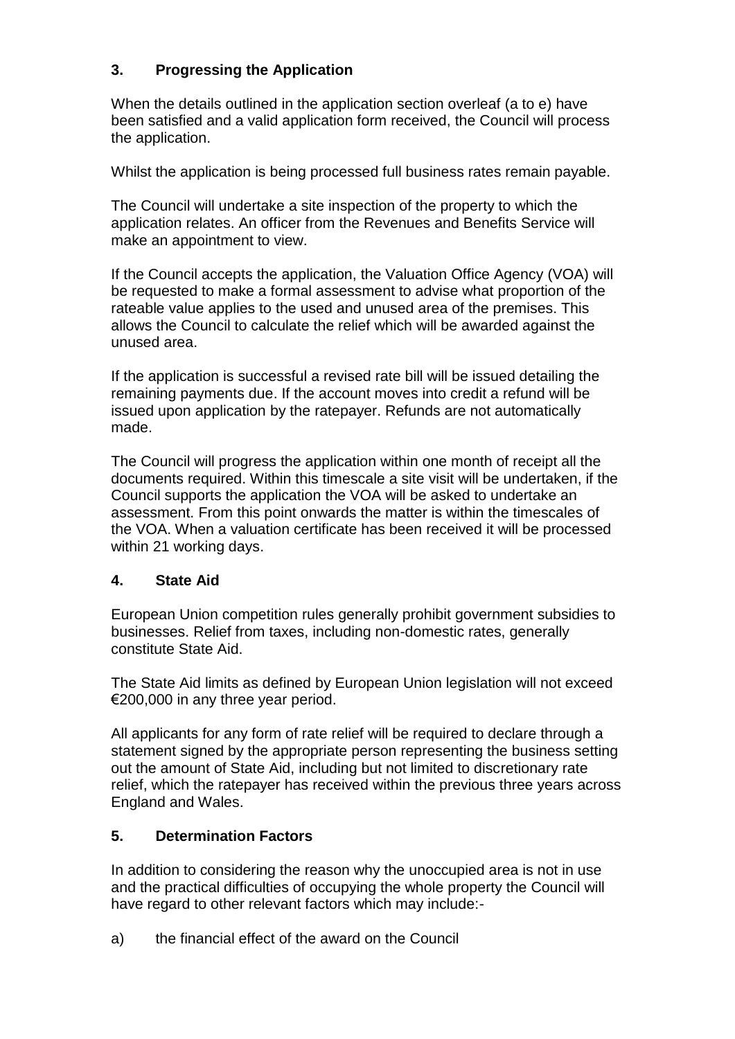## 3. Progressing the Application

When the details outlined in the application section overleaf (a to e) have been satisfied and a valid application form received, the Council will process the application.

Whilst the application is being processed full business rates remain payable.

The Council will undertake a site inspection of the property to which the application relates. An officer from the Revenues and Benefits Service will make an appointment to view.

If the Council accepts the application, the Valuation Office Agency (VOA) will be requested to make a formal assessment to advise what proportion of the rateable value applies to the used and unused area of the premises. This allows the Council to calculate the relief which will be awarded against the unused area.

If the application is successful a revised rate bill will be issued detailing the remaining payments due. If the account moves into credit a refund will be issued upon application by the ratepayer. Refunds are not automatically made.

The Council will progress the application within one month of receipt all the documents required. Within this timescale a site visit will be undertaken, if the Council supports the application the VOA will be asked to undertake an assessment. From this point onwards the matter is within the timescales of the VOA. When a valuation certificate has been received it will be processed within 21 working days.

## 4. State Aid

European Union competition rules generally prohibit government subsidies to businesses. Relief from taxes, including non-domestic rates, generally constitute State Aid.

The State Aid limits as defined by European Union legislation will not exceed €200,000 in any three year period.

All applicants for any form of rate relief will be required to declare through a statement signed by the appropriate person representing the business setting out the amount of State Aid, including but not limited to discretionary rate relief, which the ratepayer has received within the previous three years across England and Wales.

## 5. Determination Factors

In addition to considering the reason why the unoccupied area is not in use and the practical difficulties of occupying the whole property the Council will have regard to other relevant factors which may include:-

a) the financial effect of the award on the Council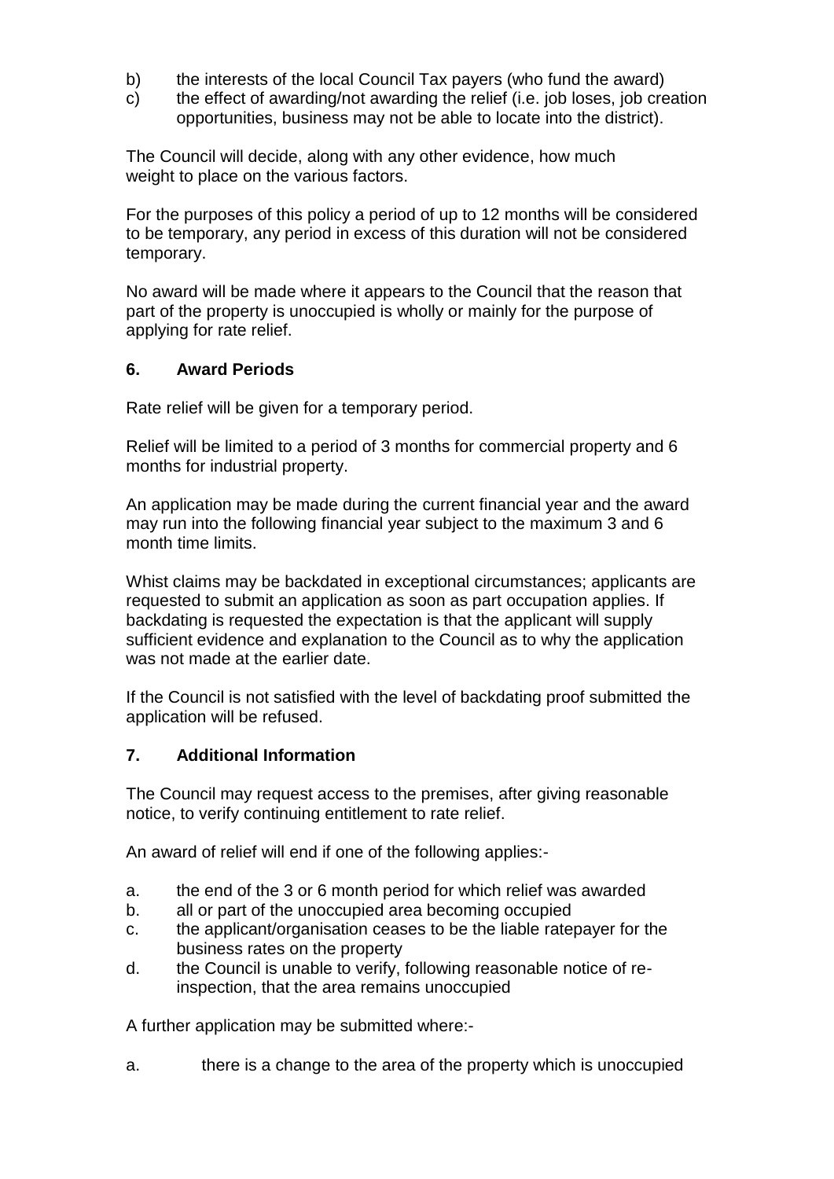b) the interests of the local Council Tax payers (who fund the award)
c) the effect of awarding/not awarding the relief (i.e. job loses, job creation opportunities, business may not be able to locate into the district).

The Council will decide, along with any other evidence, how much weight to place on the various factors.

For the purposes of this policy a period of up to 12 months will be considered to be temporary, any period in excess of this duration will not be considered temporary.

No award will be made where it appears to the Council that the reason that part of the property is unoccupied is wholly or mainly for the purpose of applying for rate relief.

## 6. Award Periods

Rate relief will be given for a temporary period.

Relief will be limited to a period of 3 months for commercial property and 6 months for industrial property.

An application may be made during the current financial year and the award may run into the following financial year subject to the maximum 3 and 6 month time limits.

Whist claims may be backdated in exceptional circumstances; applicants are requested to submit an application as soon as part occupation applies. If backdating is requested the expectation is that the applicant will supply sufficient evidence and explanation to the Council as to why the application was not made at the earlier date.

If the Council is not satisfied with the level of backdating proof submitted the application will be refused.

## 7. Additional Information

The Council may request access to the premises, after giving reasonable notice, to verify continuing entitlement to rate relief.

An award of relief will end if one of the following applies:-

a. the end of the 3 or 6 month period for which relief was awarded
b. all or part of the unoccupied area becoming occupied
c. the applicant/organisation ceases to be the liable ratepayer for the business rates on the property
d. the Council is unable to verify, following reasonable notice of re-inspection, that the area remains unoccupied

A further application may be submitted where:-

a. there is a change to the area of the property which is unoccupied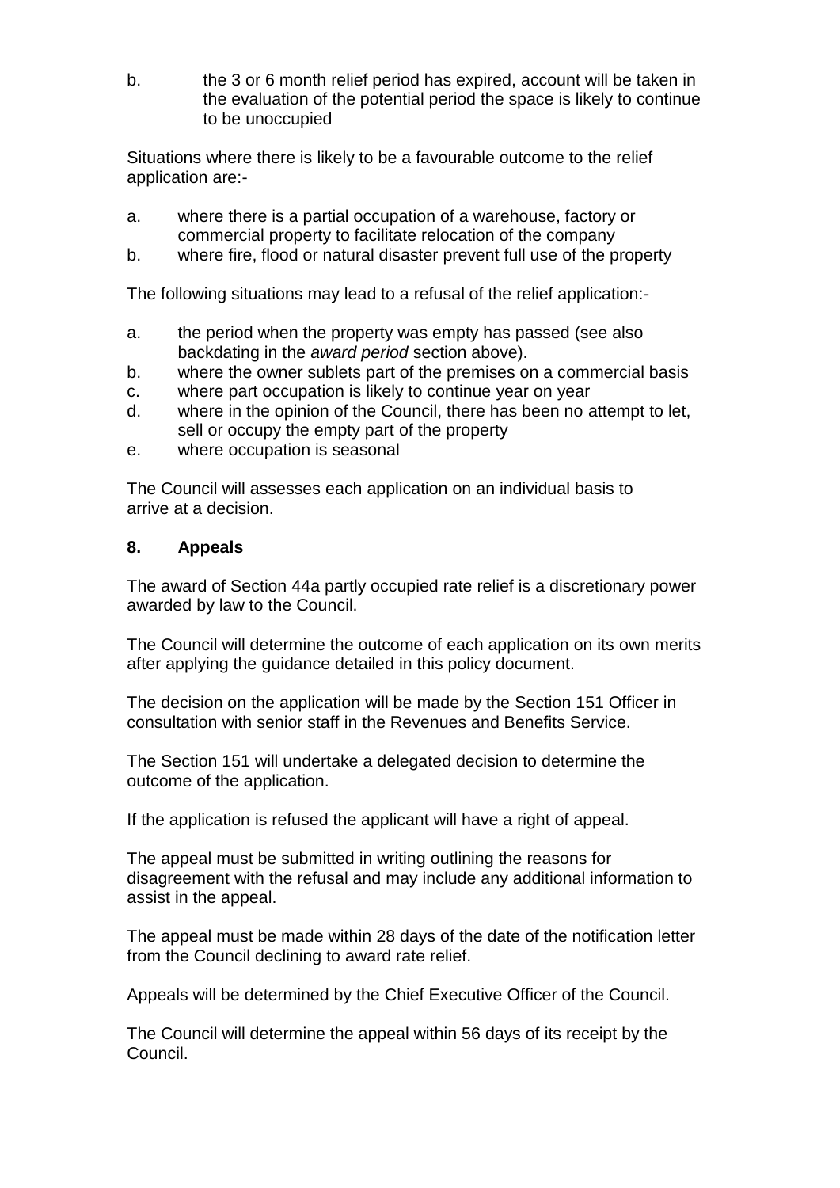b. the 3 or 6 month relief period has expired, account will be taken in the evaluation of the potential period the space is likely to continue to be unoccupied

Situations where there is likely to be a favourable outcome to the relief application are:-

a. where there is a partial occupation of a warehouse, factory or commercial property to facilitate relocation of the company
b. where fire, flood or natural disaster prevent full use of the property

The following situations may lead to a refusal of the relief application:-

a. the period when the property was empty has passed (see also backdating in the *award period* section above).
b. where the owner sublets part of the premises on a commercial basis
c. where part occupation is likely to continue year on year
d. where in the opinion of the Council, there has been no attempt to let, sell or occupy the empty part of the property
e. where occupation is seasonal

The Council will assesses each application on an individual basis to arrive at a decision.

## 8. Appeals

The award of Section 44a partly occupied rate relief is a discretionary power awarded by law to the Council.

The Council will determine the outcome of each application on its own merits after applying the guidance detailed in this policy document.

The decision on the application will be made by the Section 151 Officer in consultation with senior staff in the Revenues and Benefits Service.

The Section 151 will undertake a delegated decision to determine the outcome of the application.

If the application is refused the applicant will have a right of appeal.

The appeal must be submitted in writing outlining the reasons for disagreement with the refusal and may include any additional information to assist in the appeal.

The appeal must be made within 28 days of the date of the notification letter from the Council declining to award rate relief.

Appeals will be determined by the Chief Executive Officer of the Council.

The Council will determine the appeal within 56 days of its receipt by the Council.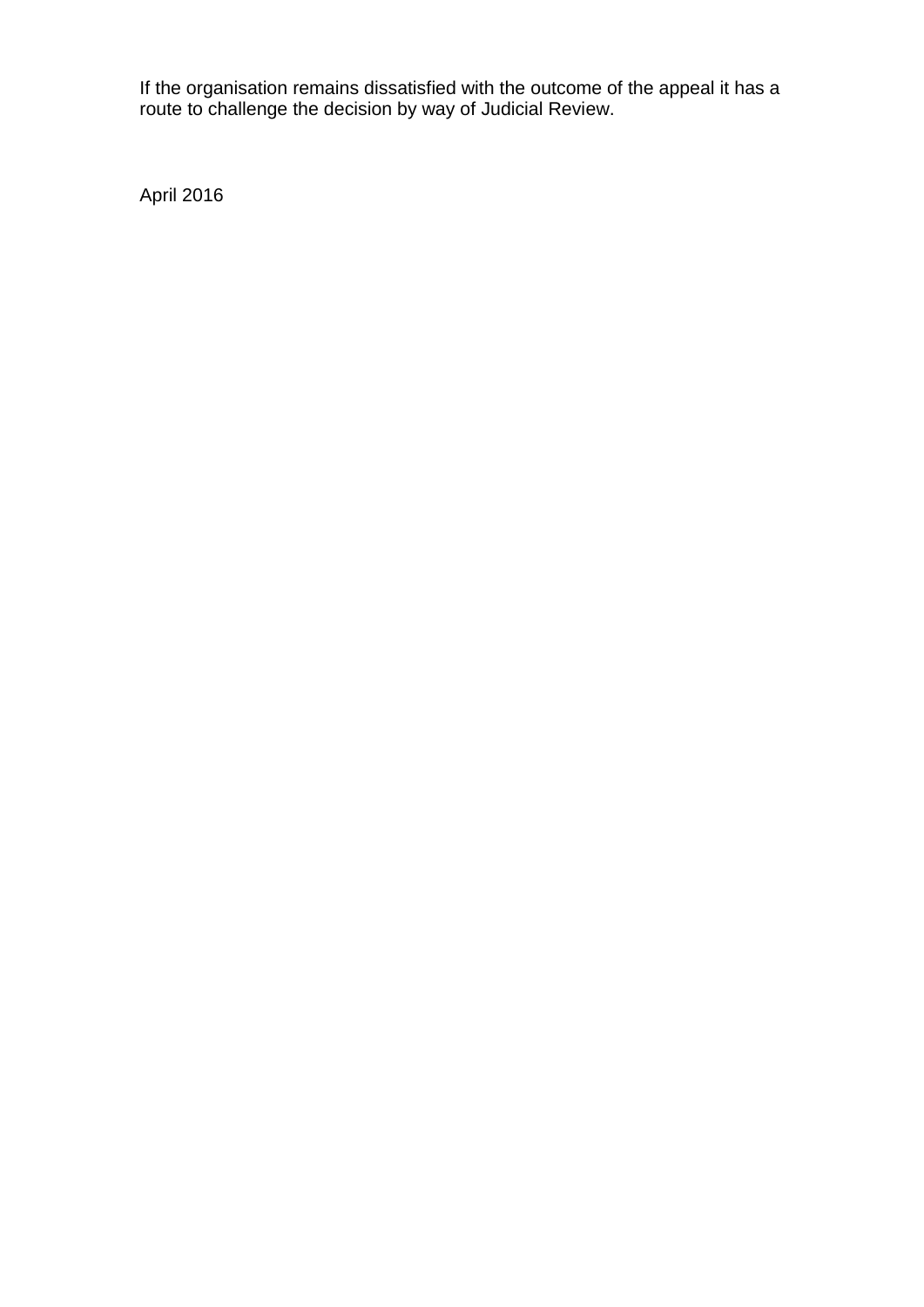If the organisation remains dissatisfied with the outcome of the appeal it has a route to challenge the decision by way of Judicial Review.

April 2016